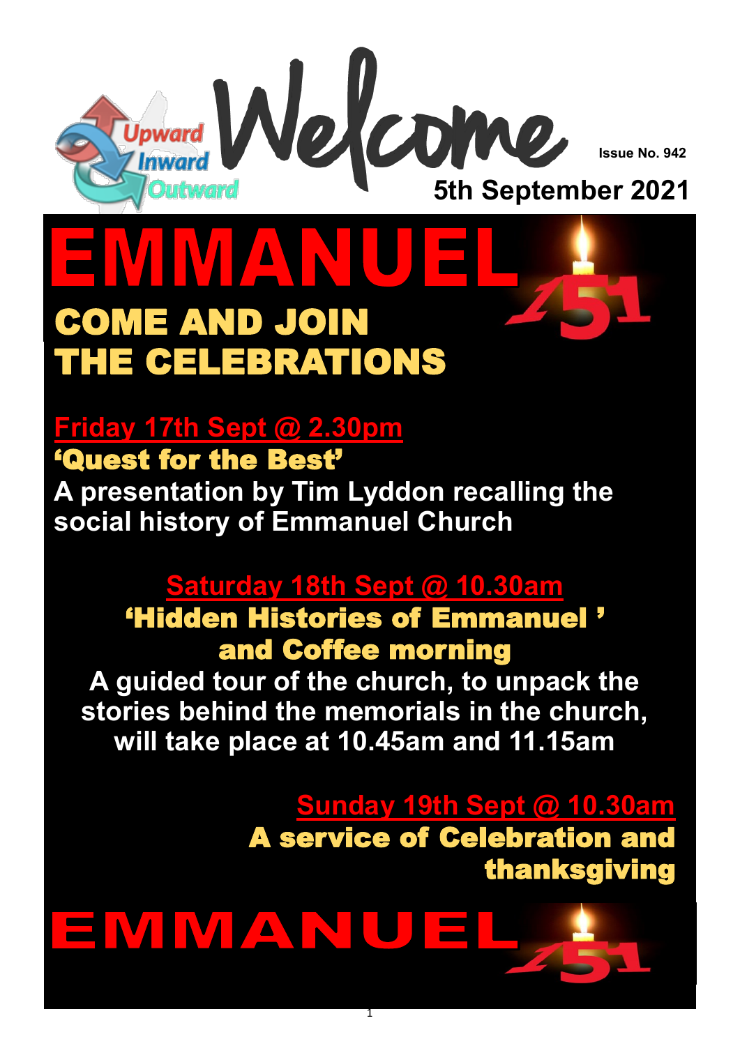Upward Inward Outward

# Welcome

**Issue No. 942**

**5th September 2021**

# EMMANUEL 151

## COME AND JOIN THE CELEBRATIONS

### Friday 17th Sept @ 2.30pm

**'Quest for the Best'**

**A presentation by Tim Lyddon recalling the social history of Emmanuel Church**

### Saturday 18th Sept @ 10.30am

**'Hidden Histories of Emmanuel ' and Coffee morning**

**A guided tour of the church, to unpack the stories behind the memorials in the church, will take place at 10.45am and 11.15am**

### Sunday 19th Sept @ 10.30am

**A service of Celebration and thanksgiving**

**EMMANUEL 151**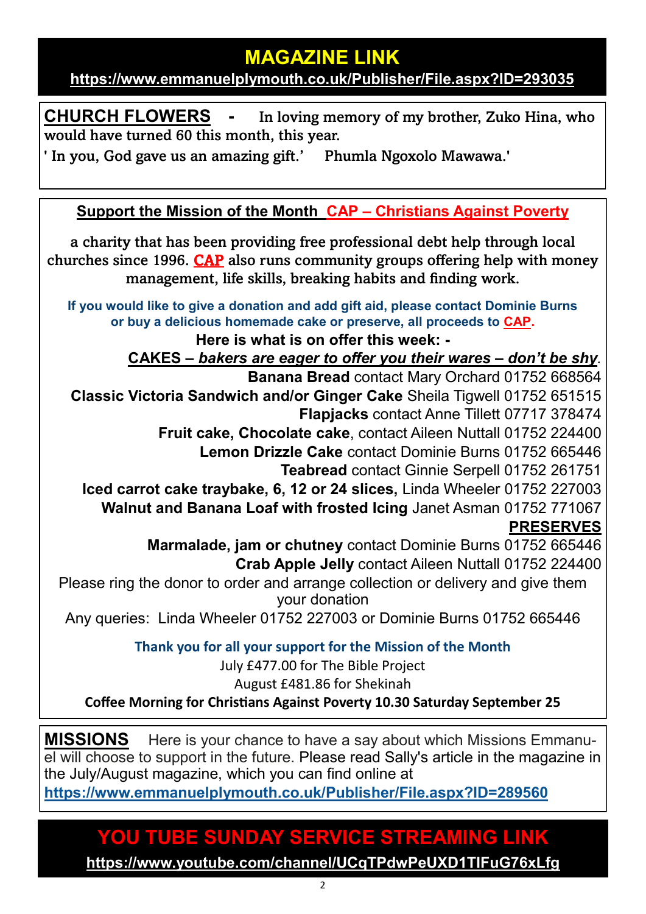## MAGAZINE LINK

**https://www.emmanuelplymouth.co.uk/Publisher/File.aspx?ID=293035**

**CHURCH FLOWERS** - In loving memory of my brother, Zuko Hina, who would have turned 60 this month, this year.

' In you, God gave us an amazing gift.' Phumla Ngoxolo Mawawa.'

**Support the Mission of the Month CAP – Christians Against Poverty**

a charity that has been providing free professional debt help through local churches since 1996. **CAP** also runs community groups offering help with money management, life skills, breaking habits and finding work.

**If you would like to give a donation and add gift aid, please contact Dominie Burns or buy a delicious homemade cake or preserve, all proceeds to CAP.**

**Here is what is on offer this week: -**

**CAKES – *bakers are eager to offer you their wares – don't be shy*.**

**Banana Bread** contact Mary Orchard 01752 668564

**Classic Victoria Sandwich and/or Ginger Cake** Sheila Tigwell 01752 651515

**Flapjacks** contact Anne Tillett 07717 378474

**Fruit cake, Chocolate cake**, contact Aileen Nuttall 01752 224400

**Lemon Drizzle Cake** contact Dominie Burns 01752 665446

**Teabread** contact Ginnie Serpell 01752 261751

**Iced carrot cake traybake, 6, 12 or 24 slices,** Linda Wheeler 01752 227003

**Walnut and Banana Loaf with frosted Icing** Janet Asman 01752 771067

**PRESERVES**

**Marmalade, jam or chutney** contact Dominie Burns 01752 665446

**Crab Apple Jelly** contact Aileen Nuttall 01752 224400

Please ring the donor to order and arrange collection or delivery and give them your donation

Any queries: Linda Wheeler 01752 227003 or Dominie Burns 01752 665446

**Thank you for all your support for the Mission of the Month**

July £477.00 for The Bible Project

August £481.86 for Shekinah

**Coffee Morning for Christians Against Poverty 10.30 Saturday September 25**

**MISSIONS** Here is your chance to have a say about which Missions Emmanuel will choose to support in the future. Please read Sally's article in the magazine in the July/August magazine, which you can find online at **https://www.emmanuelplymouth.co.uk/Publisher/File.aspx?ID=289560**

## YOU TUBE SUNDAY SERVICE STREAMING LINK

**https://www.youtube.com/channel/UCqTPdwPeUXD1TIFuG76xLfg**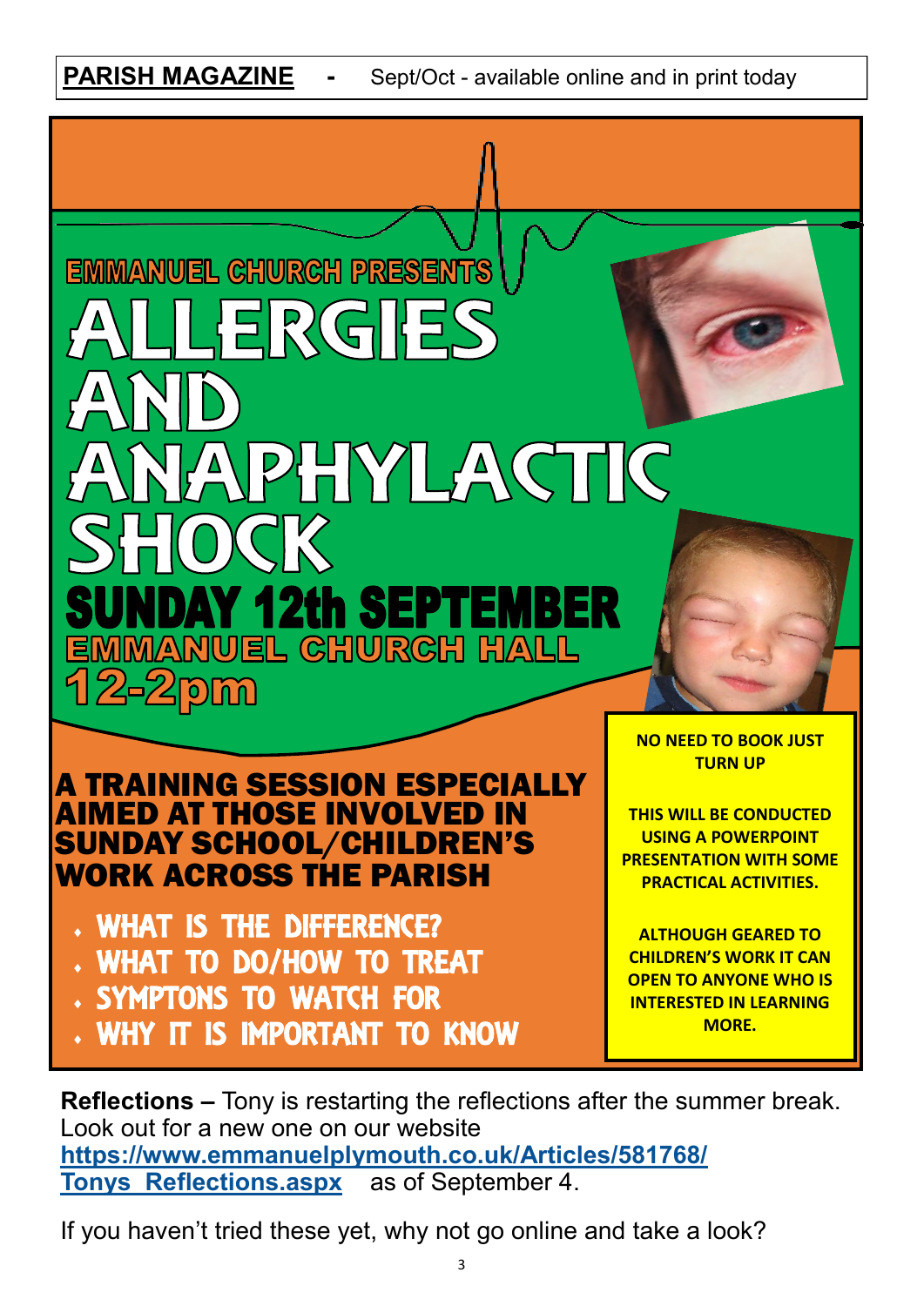**PARISH MAGAZINE** - Sept/Oct - available online and in print today

EMMANUEL CHURCH PRESENTS

# ALLERGIES AND ANAPHYLACTIC SHOCK

## SUNDAY 12th SEPTEMBER

EMMANUEL CHURCH HALL

12-2pm

### A TRAINING SESSION ESPECIALLY AIMED AT THOSE INVOLVED IN SUNDAY SCHOOL/CHILDREN'S WORK ACROSS THE PARISH

- WHAT IS THE DIFFERENCE?
- WHAT TO DO/HOW TO TREAT
- SYMPTONS TO WATCH FOR
- WHY IT IS IMPORTANT TO KNOW

**NO NEED TO BOOK JUST TURN UP**

**THIS WILL BE CONDUCTED USING A POWERPOINT PRESENTATION WITH SOME PRACTICAL ACTIVITIES.**

**ALTHOUGH GEARED TO CHILDREN'S WORK IT CAN OPEN TO ANYONE WHO IS INTERESTED IN LEARNING MORE.**

**Reflections –** Tony is restarting the reflections after the summer break. Look out for a new one on our website https://www.emmanuelplymouth.co.uk/Articles/581768/Tonys_Reflections.aspx as of September 4.

If you haven't tried these yet, why not go online and take a look?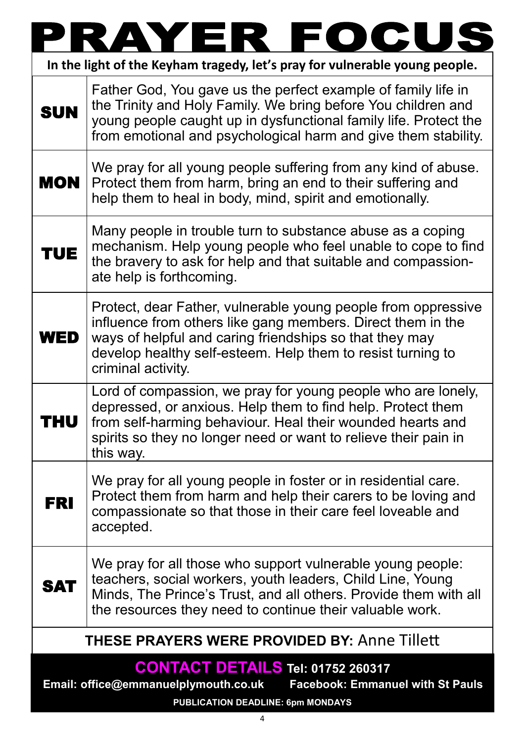# PRAYER FOCUS

**In the light of the Keyham tragedy, let's pray for vulnerable young people.**

| | |
|---|---|
| **SUN** | Father God, You gave us the perfect example of family life in the Trinity and Holy Family. We bring before You children and young people caught up in dysfunctional family life. Protect the from emotional and psychological harm and give them stability. |
| **MON** | We pray for all young people suffering from any kind of abuse. Protect them from harm, bring an end to their suffering and help them to heal in body, mind, spirit and emotionally. |
| **TUE** | Many people in trouble turn to substance abuse as a coping mechanism. Help young people who feel unable to cope to find the bravery to ask for help and that suitable and compassionate help is forthcoming. |
| **WED** | Protect, dear Father, vulnerable young people from oppressive influence from others like gang members. Direct them in the ways of helpful and caring friendships so that they may develop healthy self-esteem. Help them to resist turning to criminal activity. |
| **THU** | Lord of compassion, we pray for young people who are lonely, depressed, or anxious. Help them to find help. Protect them from self-harming behaviour. Heal their wounded hearts and spirits so they no longer need or want to relieve their pain in this way. |
| **FRI** | We pray for all young people in foster or in residential care. Protect them from harm and help their carers to be loving and compassionate so that those in their care feel loveable and accepted. |
| **SAT** | We pray for all those who support vulnerable young people: teachers, social workers, youth leaders, Child Line, Young Minds, The Prince's Trust, and all others. Provide them with all the resources they need to continue their valuable work. |

**THESE PRAYERS WERE PROVIDED BY:** Anne Tillett

**CONTACT DETAILS Tel: 01752 260317**

**Email: office@emmanuelplymouth.co.uk** **Facebook: Emmanuel with St Pauls**

**PUBLICATION DEADLINE: 6pm MONDAYS**